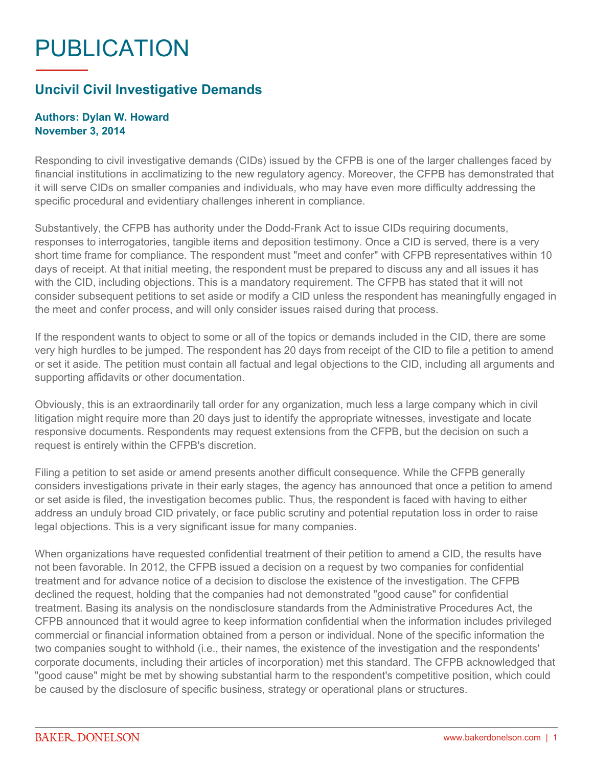# PUBLICATION

## Uncivil Civil Investigative Demands

**Authors: Dylan W. Howard**
**November 3, 2014**

Responding to civil investigative demands (CIDs) issued by the CFPB is one of the larger challenges faced by financial institutions in acclimatizing to the new regulatory agency. Moreover, the CFPB has demonstrated that it will serve CIDs on smaller companies and individuals, who may have even more difficulty addressing the specific procedural and evidentiary challenges inherent in compliance.

Substantively, the CFPB has authority under the Dodd-Frank Act to issue CIDs requiring documents, responses to interrogatories, tangible items and deposition testimony. Once a CID is served, there is a very short time frame for compliance. The respondent must "meet and confer" with CFPB representatives within 10 days of receipt. At that initial meeting, the respondent must be prepared to discuss any and all issues it has with the CID, including objections. This is a mandatory requirement. The CFPB has stated that it will not consider subsequent petitions to set aside or modify a CID unless the respondent has meaningfully engaged in the meet and confer process, and will only consider issues raised during that process.

If the respondent wants to object to some or all of the topics or demands included in the CID, there are some very high hurdles to be jumped. The respondent has 20 days from receipt of the CID to file a petition to amend or set it aside. The petition must contain all factual and legal objections to the CID, including all arguments and supporting affidavits or other documentation.

Obviously, this is an extraordinarily tall order for any organization, much less a large company which in civil litigation might require more than 20 days just to identify the appropriate witnesses, investigate and locate responsive documents. Respondents may request extensions from the CFPB, but the decision on such a request is entirely within the CFPB's discretion.

Filing a petition to set aside or amend presents another difficult consequence. While the CFPB generally considers investigations private in their early stages, the agency has announced that once a petition to amend or set aside is filed, the investigation becomes public. Thus, the respondent is faced with having to either address an unduly broad CID privately, or face public scrutiny and potential reputation loss in order to raise legal objections. This is a very significant issue for many companies.

When organizations have requested confidential treatment of their petition to amend a CID, the results have not been favorable. In 2012, the CFPB issued a decision on a request by two companies for confidential treatment and for advance notice of a decision to disclose the existence of the investigation. The CFPB declined the request, holding that the companies had not demonstrated "good cause" for confidential treatment. Basing its analysis on the nondisclosure standards from the Administrative Procedures Act, the CFPB announced that it would agree to keep information confidential when the information includes privileged commercial or financial information obtained from a person or individual. None of the specific information the two companies sought to withhold (i.e., their names, the existence of the investigation and the respondents' corporate documents, including their articles of incorporation) met this standard. The CFPB acknowledged that "good cause" might be met by showing substantial harm to the respondent's competitive position, which could be caused by the disclosure of specific business, strategy or operational plans or structures.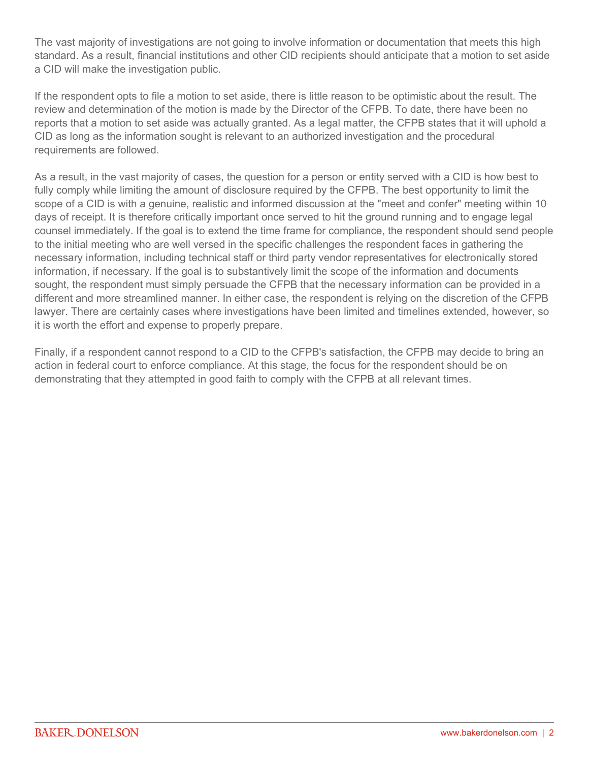The vast majority of investigations are not going to involve information or documentation that meets this high standard. As a result, financial institutions and other CID recipients should anticipate that a motion to set aside a CID will make the investigation public.

If the respondent opts to file a motion to set aside, there is little reason to be optimistic about the result. The review and determination of the motion is made by the Director of the CFPB. To date, there have been no reports that a motion to set aside was actually granted. As a legal matter, the CFPB states that it will uphold a CID as long as the information sought is relevant to an authorized investigation and the procedural requirements are followed.

As a result, in the vast majority of cases, the question for a person or entity served with a CID is how best to fully comply while limiting the amount of disclosure required by the CFPB. The best opportunity to limit the scope of a CID is with a genuine, realistic and informed discussion at the "meet and confer" meeting within 10 days of receipt. It is therefore critically important once served to hit the ground running and to engage legal counsel immediately. If the goal is to extend the time frame for compliance, the respondent should send people to the initial meeting who are well versed in the specific challenges the respondent faces in gathering the necessary information, including technical staff or third party vendor representatives for electronically stored information, if necessary. If the goal is to substantively limit the scope of the information and documents sought, the respondent must simply persuade the CFPB that the necessary information can be provided in a different and more streamlined manner. In either case, the respondent is relying on the discretion of the CFPB lawyer. There are certainly cases where investigations have been limited and timelines extended, however, so it is worth the effort and expense to properly prepare.

Finally, if a respondent cannot respond to a CID to the CFPB's satisfaction, the CFPB may decide to bring an action in federal court to enforce compliance. At this stage, the focus for the respondent should be on demonstrating that they attempted in good faith to comply with the CFPB at all relevant times.